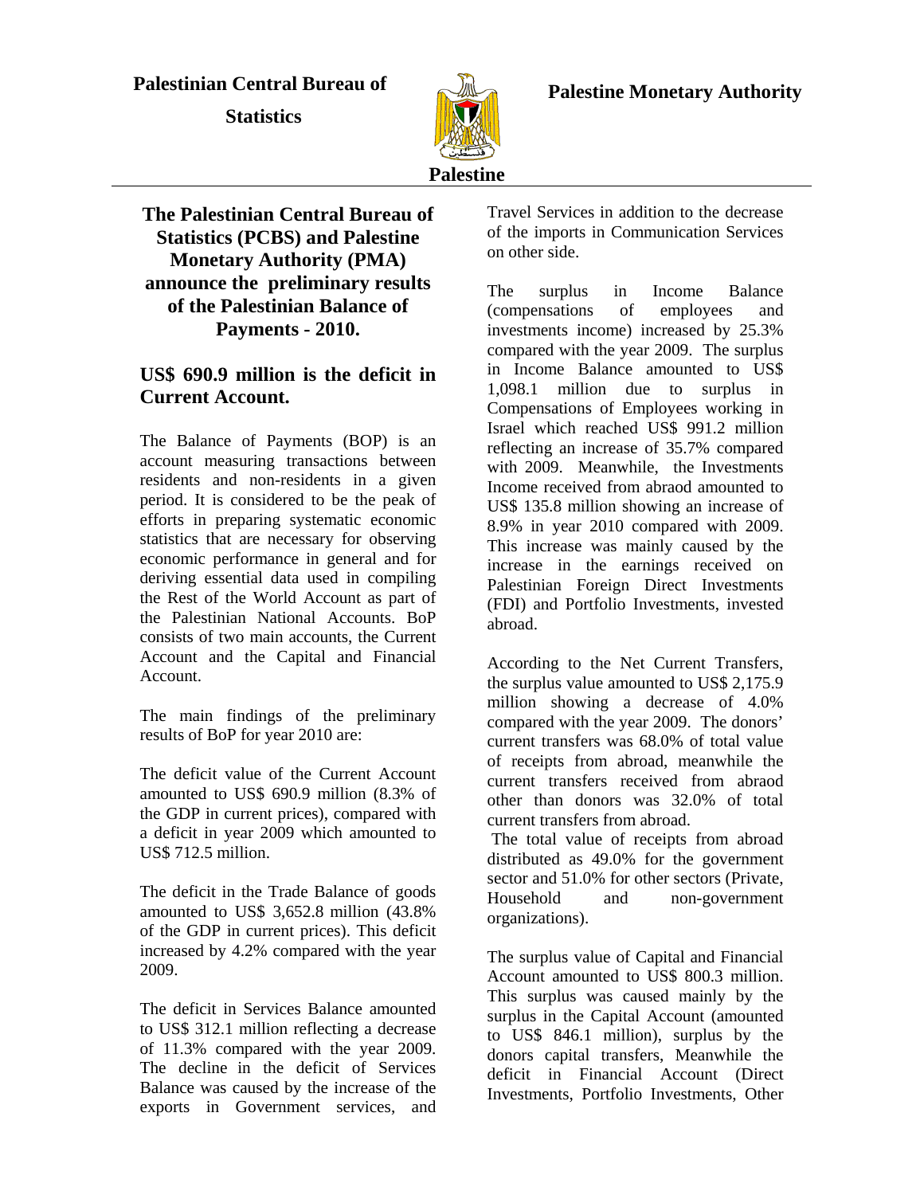**Palestinian Central Bureau of Statistics**

**Palestine Monetary Authority**

**Palestine**

# The Palestinian Central Bureau of Statistics (PCBS) and Palestine Monetary Authority (PMA) announce the preliminary results of the Palestinian Balance of Payments - 2010.

## US$ 690.9 million is the deficit in Current Account.

The Balance of Payments (BOP) is an account measuring transactions between residents and non-residents in a given period. It is considered to be the peak of efforts in preparing systematic economic statistics that are necessary for observing economic performance in general and for deriving essential data used in compiling the Rest of the World Account as part of the Palestinian National Accounts. BoP consists of two main accounts, the Current Account and the Capital and Financial Account.

The main findings of the preliminary results of BoP for year 2010 are:

The deficit value of the Current Account amounted to US$ 690.9 million (8.3% of the GDP in current prices), compared with a deficit in year 2009 which amounted to US$ 712.5 million.

The deficit in the Trade Balance of goods amounted to US$ 3,652.8 million (43.8% of the GDP in current prices). This deficit increased by 4.2% compared with the year 2009.

The deficit in Services Balance amounted to US$ 312.1 million reflecting a decrease of 11.3% compared with the year 2009. The decline in the deficit of Services Balance was caused by the increase of the exports in Government services, and Travel Services in addition to the decrease of the imports in Communication Services on other side.

The surplus in Income Balance (compensations of employees and investments income) increased by 25.3% compared with the year 2009. The surplus in Income Balance amounted to US$ 1,098.1 million due to surplus in Compensations of Employees working in Israel which reached US$ 991.2 million reflecting an increase of 35.7% compared with 2009. Meanwhile, the Investments Income received from abraod amounted to US$ 135.8 million showing an increase of 8.9% in year 2010 compared with 2009. This increase was mainly caused by the increase in the earnings received on Palestinian Foreign Direct Investments (FDI) and Portfolio Investments, invested abroad.

According to the Net Current Transfers, the surplus value amounted to US$ 2,175.9 million showing a decrease of 4.0% compared with the year 2009. The donors' current transfers was 68.0% of total value of receipts from abroad, meanwhile the current transfers received from abraod other than donors was 32.0% of total current transfers from abroad.

The total value of receipts from abroad distributed as 49.0% for the government sector and 51.0% for other sectors (Private, Household and non-government organizations).

The surplus value of Capital and Financial Account amounted to US$ 800.3 million. This surplus was caused mainly by the surplus in the Capital Account (amounted to US$ 846.1 million), surplus by the donors capital transfers, Meanwhile the deficit in Financial Account (Direct Investments, Portfolio Investments, Other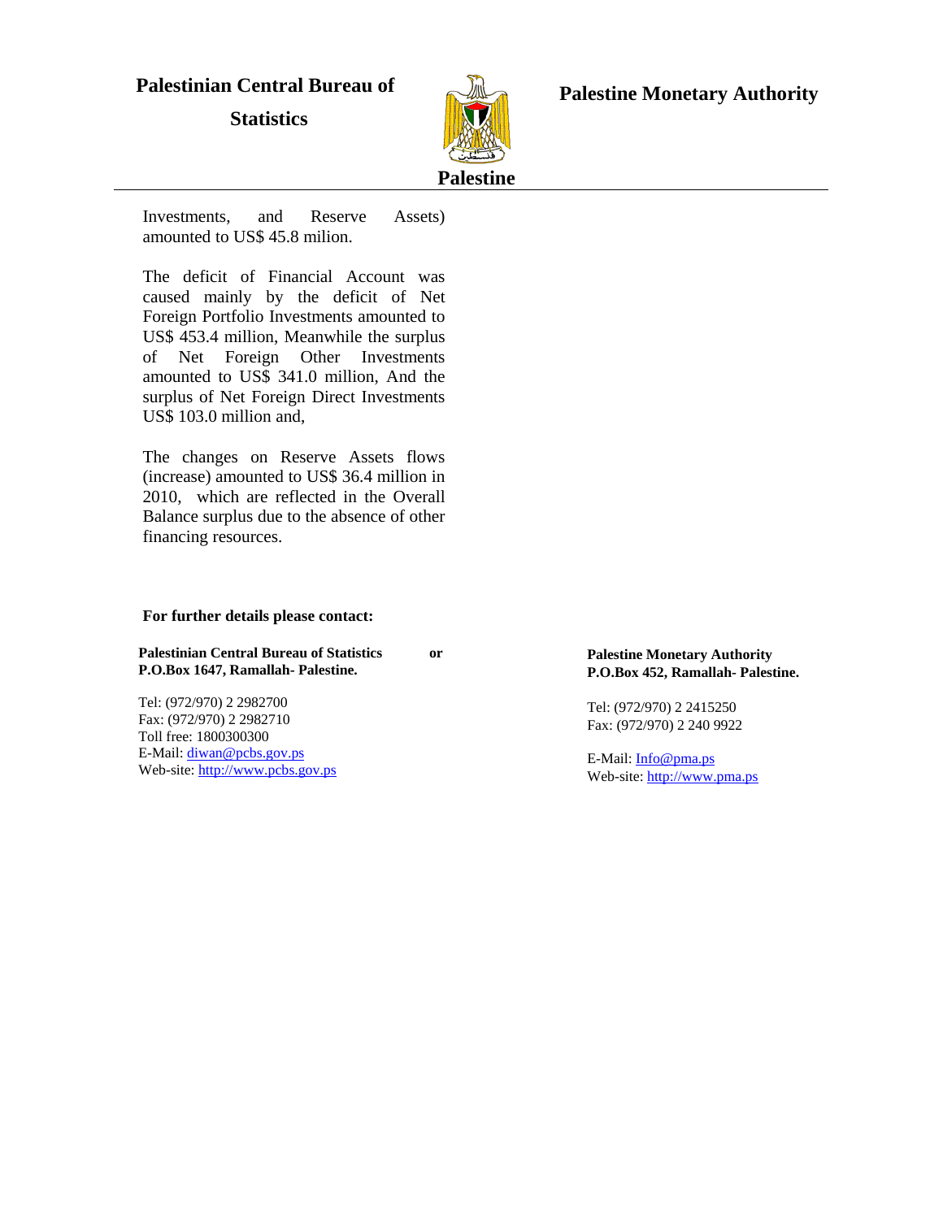Investments, and Reserve Assets) amounted to US$ 45.8 milion.

The deficit of Financial Account was caused mainly by the deficit of Net Foreign Portfolio Investments amounted to US$ 453.4 million, Meanwhile the surplus of Net Foreign Other Investments amounted to US$ 341.0 million, And the surplus of Net Foreign Direct Investments US$ 103.0 million and,

The changes on Reserve Assets flows (increase) amounted to US$ 36.4 million in 2010, which are reflected in the Overall Balance surplus due to the absence of other financing resources.

**For further details please contact:**

**Palestinian Central Bureau of Statistics**
**P.O.Box 1647, Ramallah- Palestine.**

Tel: (972/970) 2 2982700
Fax: (972/970) 2 2982710
Toll free: 1800300300
E-Mail: diwan@pcbs.gov.ps
Web-site: http://www.pcbs.gov.ps

**or**

**Palestine Monetary Authority**
**P.O.Box 452, Ramallah- Palestine.**

Tel: (972/970) 2 2415250
Fax: (972/970) 2 240 9922

E-Mail: Info@pma.ps
Web-site: http://www.pma.ps